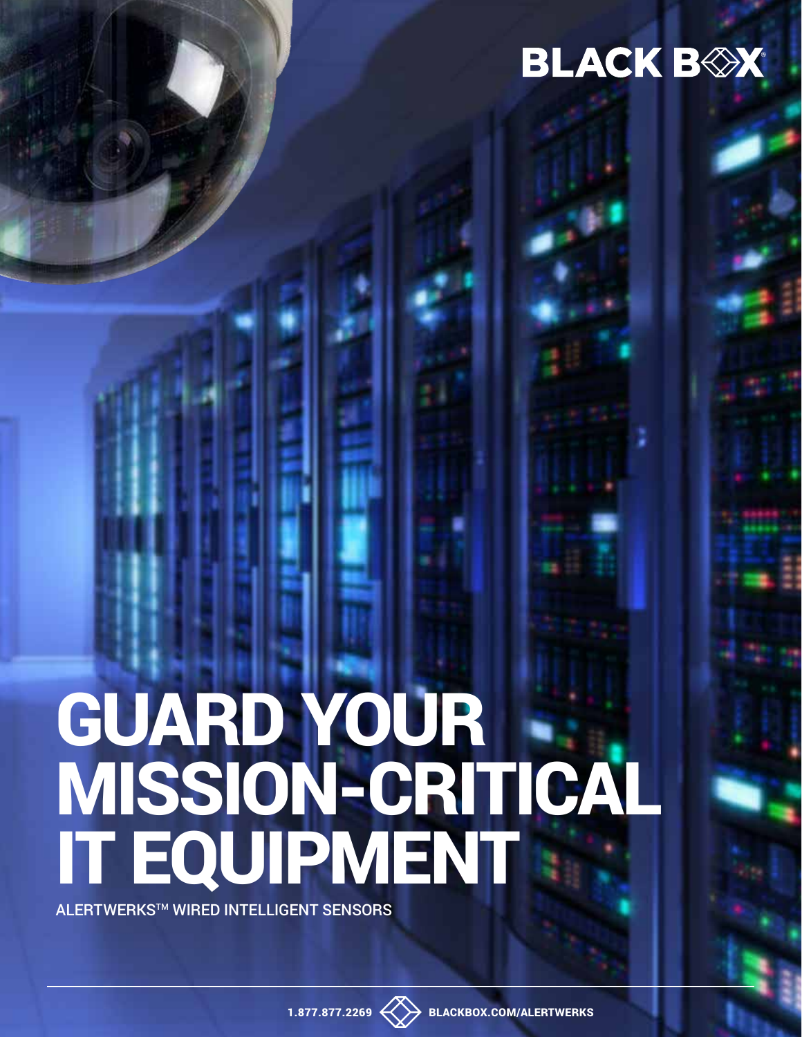BLACK BOX®

# GUARD YOUR MISSION-CRITICAL IT EQUIPMENT

ALERTWERKS™ WIRED INTELLIGENT SENSORS

1.877.877.2269 BLACKBOX.COM/ALERTWERKS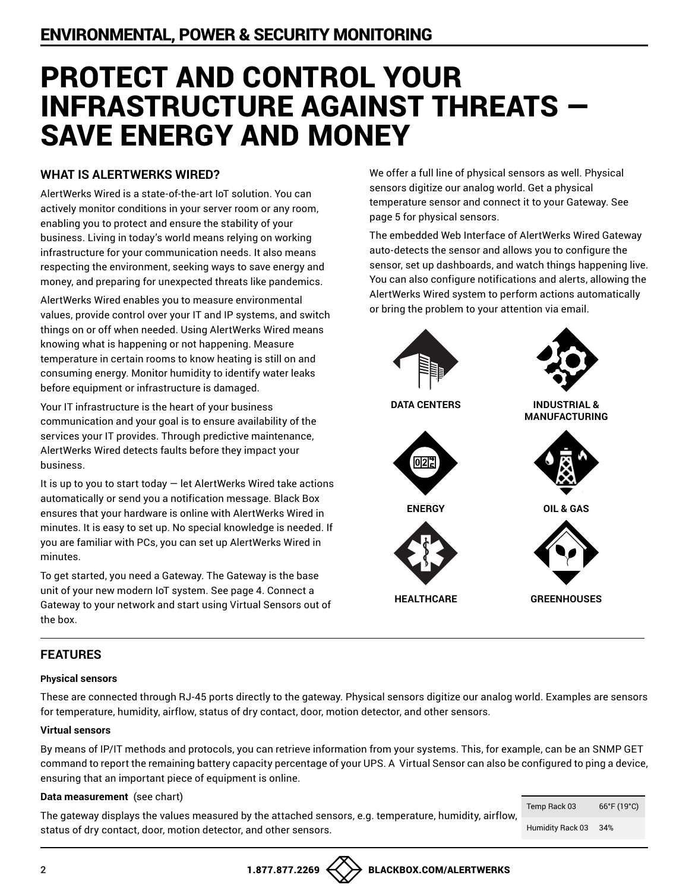## ENVIRONMENTAL, POWER & SECURITY MONITORING

# PROTECT AND CONTROL YOUR INFRASTRUCTURE AGAINST THREATS — SAVE ENERGY AND MONEY

### WHAT IS ALERTWERKS WIRED?

AlertWerks Wired is a state-of-the-art IoT solution. You can actively monitor conditions in your server room or any room, enabling you to protect and ensure the stability of your business. Living in today's world means relying on working infrastructure for your communication needs. It also means respecting the environment, seeking ways to save energy and money, and preparing for unexpected threats like pandemics.

AlertWerks Wired enables you to measure environmental values, provide control over your IT and IP systems, and switch things on or off when needed. Using AlertWerks Wired means knowing what is happening or not happening. Measure temperature in certain rooms to know heating is still on and consuming energy. Monitor humidity to identify water leaks before equipment or infrastructure is damaged.

Your IT infrastructure is the heart of your business communication and your goal is to ensure availability of the services your IT provides. Through predictive maintenance, AlertWerks Wired detects faults before they impact your business.

It is up to you to start today — let AlertWerks Wired take actions automatically or send you a notification message. Black Box ensures that your hardware is online with AlertWerks Wired in minutes. It is easy to set up. No special knowledge is needed. If you are familiar with PCs, you can set up AlertWerks Wired in minutes.

To get started, you need a Gateway. The Gateway is the base unit of your new modern IoT system. See page 4. Connect a Gateway to your network and start using Virtual Sensors out of the box.

We offer a full line of physical sensors as well. Physical sensors digitize our analog world. Get a physical temperature sensor and connect it to your Gateway. See page 5 for physical sensors.

The embedded Web Interface of AlertWerks Wired Gateway auto-detects the sensor and allows you to configure the sensor, set up dashboards, and watch things happening live. You can also configure notifications and alerts, allowing the AlertWerks Wired system to perform actions automatically or bring the problem to your attention via email.

DATA CENTERS

INDUSTRIAL & MANUFACTURING

ENERGY

OIL & GAS

HEALTHCARE

GREENHOUSES

### FEATURES

**Physical sensors**

These are connected through RJ-45 ports directly to the gateway. Physical sensors digitize our analog world. Examples are sensors for temperature, humidity, airflow, status of dry contact, door, motion detector, and other sensors.

**Virtual sensors**

By means of IP/IT methods and protocols, you can retrieve information from your systems. This, for example, can be an SNMP GET command to report the remaining battery capacity percentage of your UPS. A Virtual Sensor can also be configured to ping a device, ensuring that an important piece of equipment is online.

**Data measurement** (see chart)

The gateway displays the values measured by the attached sensors, e.g. temperature, humidity, airflow, status of dry contact, door, motion detector, and other sensors.

| Sensor | Value |
|---|---|
| Temp Rack 03 | 66°F (19°C) |
| Humidity Rack 03 | 34% |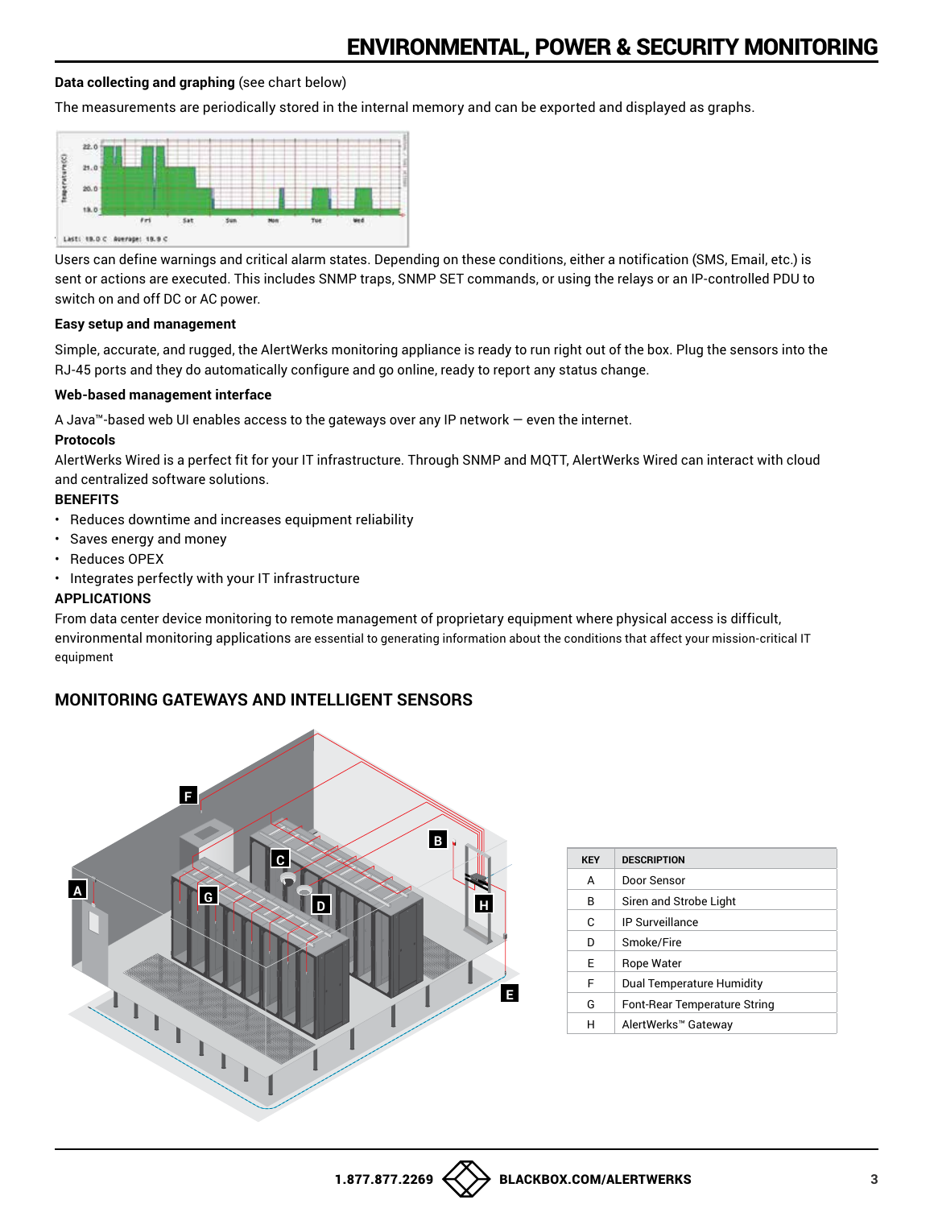## ENVIRONMENTAL, POWER & SECURITY MONITORING

**Data collecting and graphing** (see chart below)

The measurements are periodically stored in the internal memory and can be exported and displayed as graphs.

Users can define warnings and critical alarm states. Depending on these conditions, either a notification (SMS, Email, etc.) is sent or actions are executed. This includes SNMP traps, SNMP SET commands, or using the relays or an IP-controlled PDU to switch on and off DC or AC power.

**Easy setup and management**

Simple, accurate, and rugged, the AlertWerks monitoring appliance is ready to run right out of the box. Plug the sensors into the RJ-45 ports and they do automatically configure and go online, ready to report any status change.

**Web-based management interface**

A Java™-based web UI enables access to the gateways over any IP network — even the internet.

**Protocols**

AlertWerks Wired is a perfect fit for your IT infrastructure. Through SNMP and MQTT, AlertWerks Wired can interact with cloud and centralized software solutions.

**BENEFITS**

- Reduces downtime and increases equipment reliability
- Saves energy and money
- Reduces OPEX
- Integrates perfectly with your IT infrastructure

**APPLICATIONS**

From data center device monitoring to remote management of proprietary equipment where physical access is difficult, environmental monitoring applications are essential to generating information about the conditions that affect your mission-critical IT equipment

### MONITORING GATEWAYS AND INTELLIGENT SENSORS

| KEY | DESCRIPTION |
|---|---|
| A | Door Sensor |
| B | Siren and Strobe Light |
| C | IP Surveillance |
| D | Smoke/Fire |
| E | Rope Water |
| F | Dual Temperature Humidity |
| G | Font-Rear Temperature String |
| H | AlertWerks™ Gateway |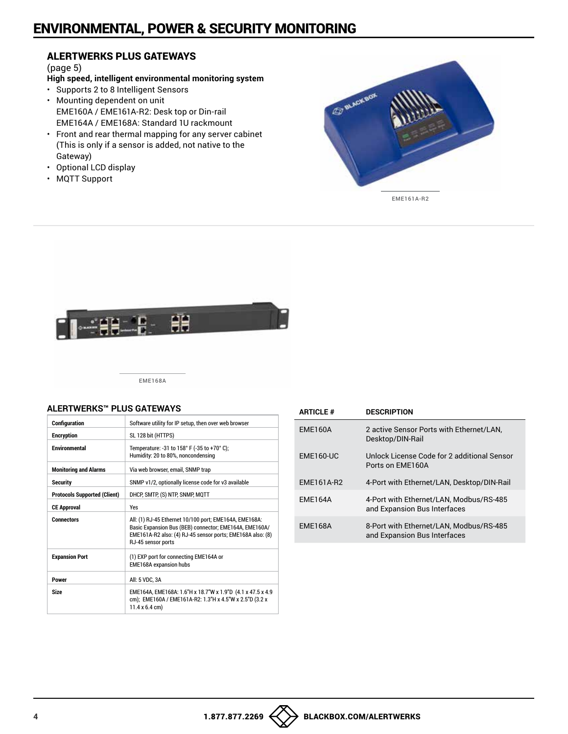# ENVIRONMENTAL, POWER & SECURITY MONITORING

## ALERTWERKS PLUS GATEWAYS

(page 5)

**High speed, intelligent environmental monitoring system**

- Supports 2 to 8 Intelligent Sensors
- Mounting dependent on unit
  EME160A / EME161A-R2: Desk top or Din-rail
  EME164A / EME168A: Standard 1U rackmount
- Front and rear thermal mapping for any server cabinet (This is only if a sensor is added, not native to the Gateway)
- Optional LCD display
- MQTT Support

EME161A-R2

EME168A

### ALERTWERKS™ PLUS GATEWAYS

| | |
|---|---|
| **Configuration** | Software utility for IP setup, then over web browser |
| **Encryption** | SL 128 bit (HTTPS) |
| **Environmental** | Temperature: -31 to 158° F (-35 to +70° C); Humidity: 20 to 80%, noncondensing |
| **Monitoring and Alarms** | Via web browser, email, SNMP trap |
| **Security** | SNMP v1/2, optionally license code for v3 available |
| **Protocols Supported (Client)** | DHCP, SMTP, (S) NTP, SNMP, MQTT |
| **CE Approval** | Yes |
| **Connectors** | All: (1) RJ-45 Ethernet 10/100 port; EME164A, EME168A: Basic Expansion Bus (BEB) connector; EME164A, EME160A/ EME161A-R2 also: (4) RJ-45 sensor ports; EME168A also: (8) RJ-45 sensor ports |
| **Expansion Port** | (1) EXP port for connecting EME164A or EME168A expansion hubs |
| **Power** | All: 5 VDC, 3A |
| **Size** | EME164A, EME168A: 1.6"H x 18.7"W x 1.9"D (4.1 x 47.5 x 4.9 cm); EME160A / EME161A-R2: 1.3"H x 4.5"W x 2.5"D (3.2 x 11.4 x 6.4 cm) |

| ARTICLE # | DESCRIPTION |
|---|---|
| EME160A | 2 active Sensor Ports with Ethernet/LAN, Desktop/DIN-Rail |
| EME160-UC | Unlock License Code for 2 additional Sensor Ports on EME160A |
| EME161A-R2 | 4-Port with Ethernet/LAN, Desktop/DIN-Rail |
| EME164A | 4-Port with Ethernet/LAN, Modbus/RS-485 and Expansion Bus Interfaces |
| EME168A | 8-Port with Ethernet/LAN, Modbus/RS-485 and Expansion Bus Interfaces |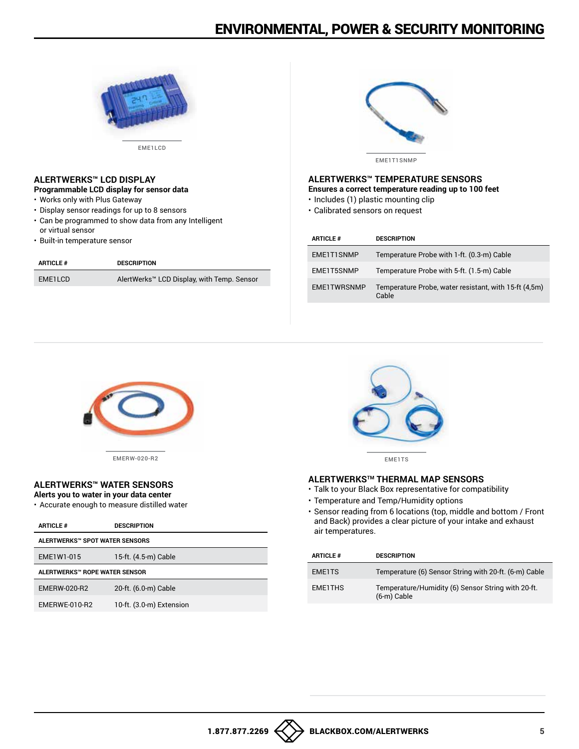EME1LCD

## ALERTWERKS™ LCD DISPLAY

**Programmable LCD display for sensor data**

- Works only with Plus Gateway
- Display sensor readings for up to 8 sensors
- Can be programmed to show data from any Intelligent or virtual sensor
- Built-in temperature sensor

| ARTICLE # | DESCRIPTION |
|---|---|
| EME1LCD | AlertWerks™ LCD Display, with Temp. Sensor |

EME1T1SNMP

## ALERTWERKS™ TEMPERATURE SENSORS

**Ensures a correct temperature reading up to 100 feet**

- Includes (1) plastic mounting clip
- Calibrated sensors on request

| ARTICLE # | DESCRIPTION |
|---|---|
| EME1T1SNMP | Temperature Probe with 1-ft. (0.3-m) Cable |
| EME1T5SNMP | Temperature Probe with 5-ft. (1.5-m) Cable |
| EME1TWRSNMP | Temperature Probe, water resistant, with 15-ft (4,5m) Cable |

EMERW-020-R2

## ALERTWERKS™ WATER SENSORS

**Alerts you to water in your data center**

- Accurate enough to measure distilled water

| ARTICLE # | DESCRIPTION |
|---|---|
| **ALERTWERKS™ SPOT WATER SENSORS** | |
| EME1W1-015 | 15-ft. (4.5-m) Cable |
| **ALERTWERKS™ ROPE WATER SENSOR** | |
| EMERW-020-R2 | 20-ft. (6.0-m) Cable |
| EMERWE-010-R2 | 10-ft. (3.0-m) Extension |

EME1TS

## ALERTWERKS™ THERMAL MAP SENSORS

- Talk to your Black Box representative for compatibility
- Temperature and Temp/Humidity options
- Sensor reading from 6 locations (top, middle and bottom / Front and Back) provides a clear picture of your intake and exhaust air temperatures.

| ARTICLE # | DESCRIPTION |
|---|---|
| EME1TS | Temperature (6) Sensor String with 20-ft. (6-m) Cable |
| EME1THS | Temperature/Humidity (6) Sensor String with 20-ft. (6-m) Cable |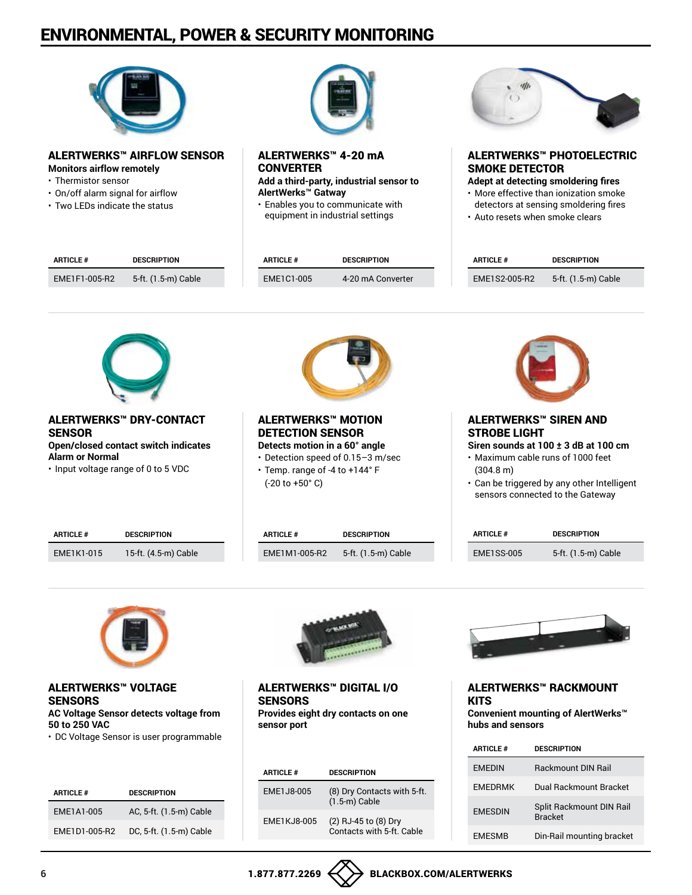# ENVIRONMENTAL, POWER & SECURITY MONITORING

## ALERTWERKS™ AIRFLOW SENSOR

**Monitors airflow remotely**

- Thermistor sensor
- On/off alarm signal for airflow
- Two LEDs indicate the status

| ARTICLE # | DESCRIPTION |
|---|---|
| EME1F1-005-R2 | 5-ft. (1.5-m) Cable |

## ALERTWERKS™ 4-20 mA CONVERTER

**Add a third-party, industrial sensor to AlertWerks™ Gatway**

- Enables you to communicate with equipment in industrial settings

| ARTICLE # | DESCRIPTION |
|---|---|
| EME1C1-005 | 4-20 mA Converter |

## ALERTWERKS™ PHOTOELECTRIC SMOKE DETECTOR

**Adept at detecting smoldering fires**

- More effective than ionization smoke detectors at sensing smoldering fires
- Auto resets when smoke clears

| ARTICLE # | DESCRIPTION |
|---|---|
| EME1S2-005-R2 | 5-ft. (1.5-m) Cable |

## ALERTWERKS™ DRY-CONTACT SENSOR

**Open/closed contact switch indicates Alarm or Normal**

- Input voltage range of 0 to 5 VDC

| ARTICLE # | DESCRIPTION |
|---|---|
| EME1K1-015 | 15-ft. (4.5-m) Cable |

## ALERTWERKS™ MOTION DETECTION SENSOR

**Detects motion in a 60° angle**

- Detection speed of 0.15–3 m/sec
- Temp. range of -4 to +144° F (-20 to +50° C)

| ARTICLE # | DESCRIPTION |
|---|---|
| EME1M1-005-R2 | 5-ft. (1.5-m) Cable |

## ALERTWERKS™ SIREN AND STROBE LIGHT

**Siren sounds at 100 ± 3 dB at 100 cm**

- Maximum cable runs of 1000 feet (304.8 m)
- Can be triggered by any other Intelligent sensors connected to the Gateway

| ARTICLE # | DESCRIPTION |
|---|---|
| EME1SS-005 | 5-ft. (1.5-m) Cable |

## ALERTWERKS™ VOLTAGE SENSORS

**AC Voltage Sensor detects voltage from 50 to 250 VAC**

- DC Voltage Sensor is user programmable

| ARTICLE # | DESCRIPTION |
|---|---|
| EME1A1-005 | AC, 5-ft. (1.5-m) Cable |
| EME1D1-005-R2 | DC, 5-ft. (1.5-m) Cable |

## ALERTWERKS™ DIGITAL I/O SENSORS

**Provides eight dry contacts on one sensor port**

| ARTICLE # | DESCRIPTION |
|---|---|
| EME1J8-005 | (8) Dry Contacts with 5-ft. (1.5-m) Cable |
| EME1KJ8-005 | (2) RJ-45 to (8) Dry Contacts with 5-ft. Cable |

## ALERTWERKS™ RACKMOUNT KITS

**Convenient mounting of AlertWerks™ hubs and sensors**

| ARTICLE # | DESCRIPTION |
|---|---|
| EMEDIN | Rackmount DIN Rail |
| EMEDRMK | Dual Rackmount Bracket |
| EMESDIN | Split Rackmount DIN Rail Bracket |
| EMESMB | Din-Rail mounting bracket |

1.877.877.2269 BLACKBOX.COM/ALERTWERKS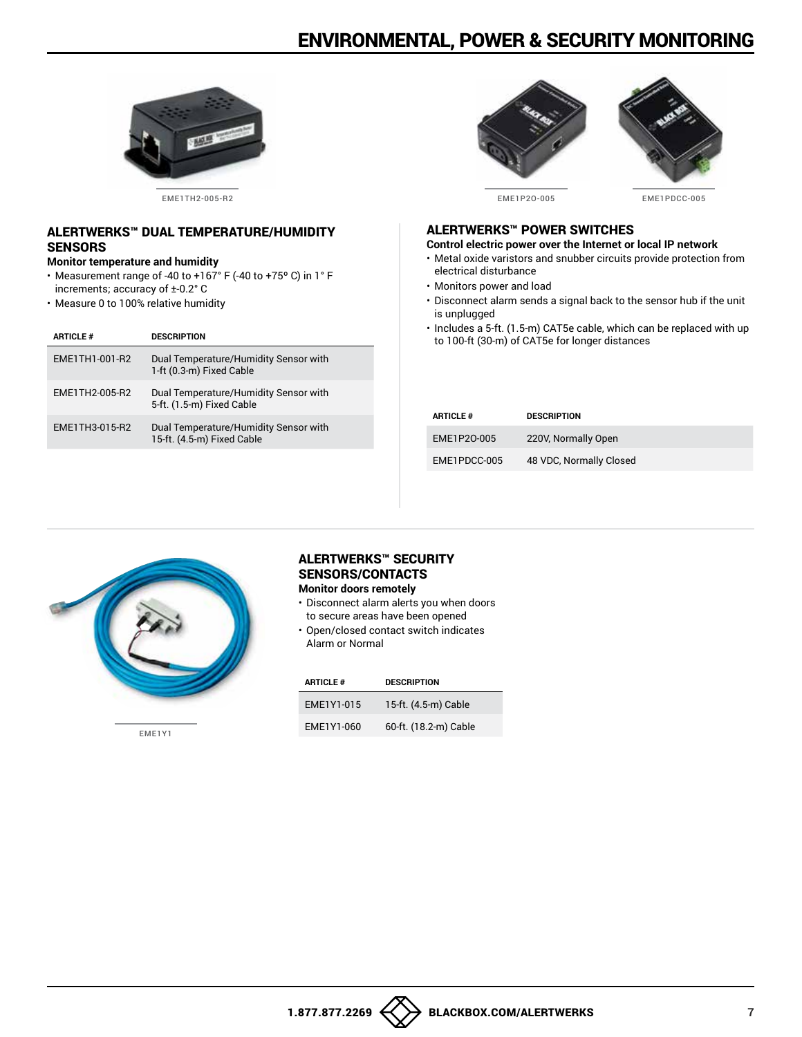# ENVIRONMENTAL, POWER & SECURITY MONITORING

EME1TH2-005-R2

## ALERTWERKS™ DUAL TEMPERATURE/HUMIDITY SENSORS

**Monitor temperature and humidity**

- Measurement range of -40 to +167° F (-40 to +75° C) in 1° F increments; accuracy of ±-0.2° C
- Measure 0 to 100% relative humidity

| ARTICLE # | DESCRIPTION |
|---|---|
| EME1TH1-001-R2 | Dual Temperature/Humidity Sensor with 1-ft (0.3-m) Fixed Cable |
| EME1TH2-005-R2 | Dual Temperature/Humidity Sensor with 5-ft. (1.5-m) Fixed Cable |
| EME1TH3-015-R2 | Dual Temperature/Humidity Sensor with 15-ft. (4.5-m) Fixed Cable |

EME1P2O-005

EME1PDCC-005

## ALERTWERKS™ POWER SWITCHES

**Control electric power over the Internet or local IP network**

- Metal oxide varistors and snubber circuits provide protection from electrical disturbance
- Monitors power and load
- Disconnect alarm sends a signal back to the sensor hub if the unit is unplugged
- Includes a 5-ft. (1.5-m) CAT5e cable, which can be replaced with up to 100-ft (30-m) of CAT5e for longer distances

| ARTICLE # | DESCRIPTION |
|---|---|
| EME1P2O-005 | 220V, Normally Open |
| EME1PDCC-005 | 48 VDC, Normally Closed |

EME1Y1

## ALERTWERKS™ SECURITY SENSORS/CONTACTS

**Monitor doors remotely**

- Disconnect alarm alerts you when doors to secure areas have been opened
- Open/closed contact switch indicates Alarm or Normal

| ARTICLE # | DESCRIPTION |
|---|---|
| EME1Y1-015 | 15-ft. (4.5-m) Cable |
| EME1Y1-060 | 60-ft. (18.2-m) Cable |

1.877.877.2269 BLACKBOX.COM/ALERTWERKS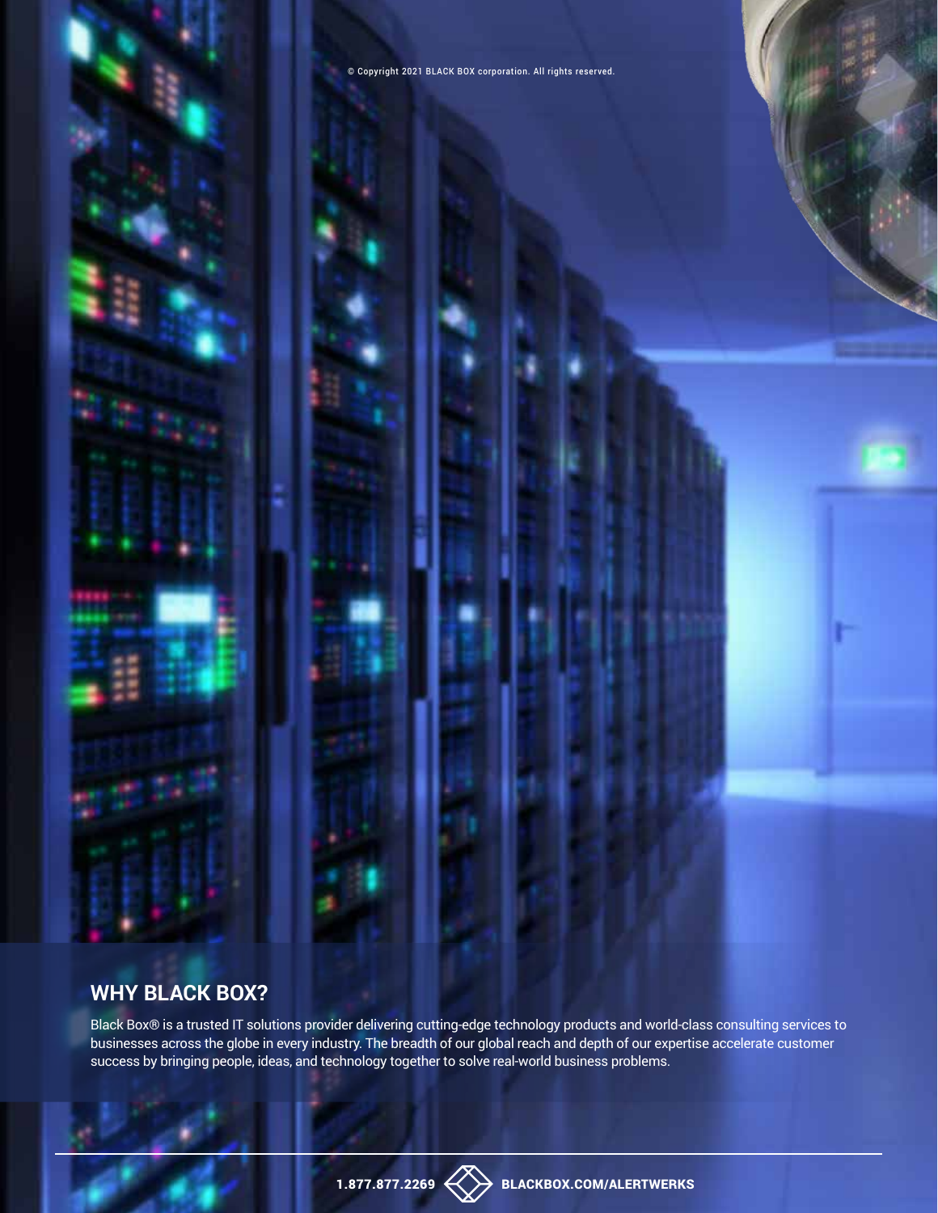© Copyright 2021 BLACK BOX corporation. All rights reserved.

## WHY BLACK BOX?

Black Box® is a trusted IT solutions provider delivering cutting-edge technology products and world-class consulting services to businesses across the globe in every industry. The breadth of our global reach and depth of our expertise accelerate customer success by bringing people, ideas, and technology together to solve real-world business problems.

**1.877.877.2269** **BLACKBOX.COM/ALERTWERKS**